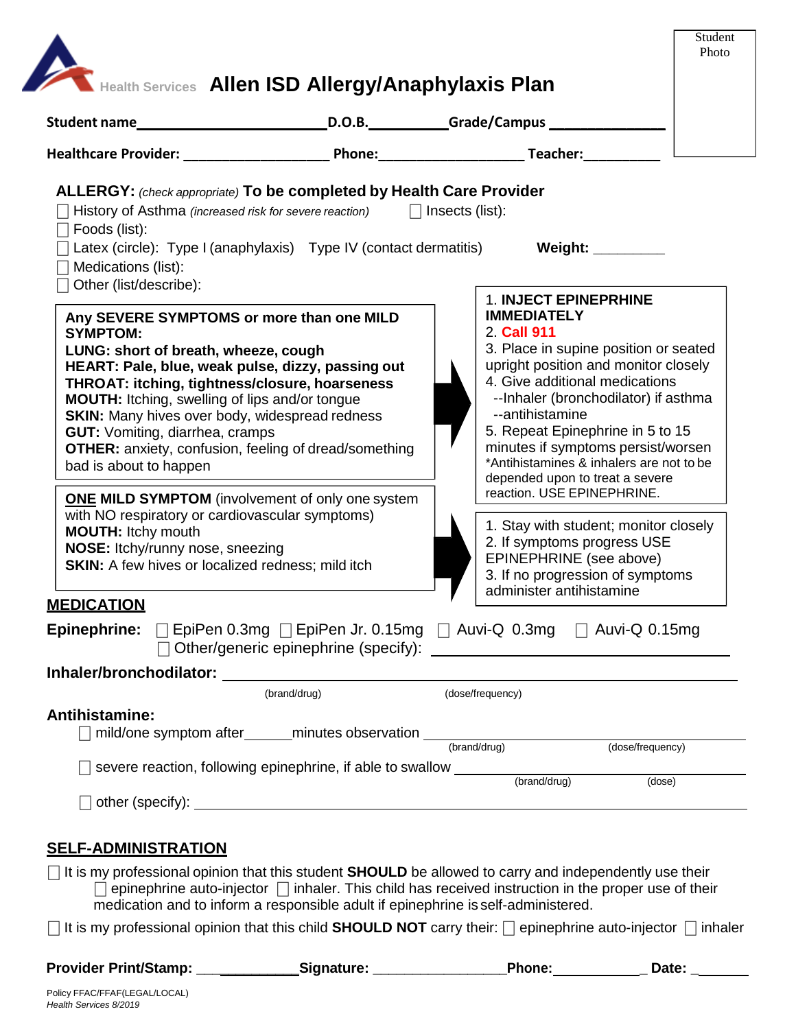Health Services **Allen ISD Allergy/Anaphylaxis Plan**

Student Photo

**Student name**\_\_\_\_\_\_\_\_\_\_\_\_\_\_\_\_\_\_\_\_\_\_\_\_ **D.O.B.**\_\_\_\_\_\_\_\_\_\_ **Grade/Campus** \_\_\_\_\_\_\_\_\_\_\_\_\_\_\_

**Healthcare Provider:** \_\_\_\_\_\_\_\_\_\_\_\_\_\_\_\_\_\_\_\_ **Phone:**\_\_\_\_\_\_\_\_\_\_\_\_\_\_\_\_\_\_\_\_ **Teacher:**\_\_\_\_\_\_\_\_\_\_

**ALLERGY:** *(check appropriate)* **To be completed by Health Care Provider**

☐ History of Asthma *(increased risk for severe reaction)* ☐ Insects (list):
☐ Foods (list):
☐ Latex (circle): Type I (anaphylaxis) Type IV (contact dermatitis) **Weight:** \_\_\_\_\_\_\_\_\_
☐ Medications (list):
☐ Other (list/describe):

| | |
|---|---|
| **Any SEVERE SYMPTOMS or more than one MILD SYMPTOM:**<br>**LUNG: short of breath, wheeze, cough**<br>**HEART: Pale, blue, weak pulse, dizzy, passing out**<br>**THROAT: itching, tightness/closure, hoarseness**<br>**MOUTH:** Itching, swelling of lips and/or tongue<br>**SKIN:** Many hives over body, widespread redness<br>**GUT:** Vomiting, diarrhea, cramps<br>**OTHER:** anxiety, confusion, feeling of dread/something bad is about to happen | 1. **INJECT EPINEPRHINE IMMEDIATELY**<br>2. **Call 911**<br>3. Place in supine position or seated upright position and monitor closely<br>4. Give additional medications<br>--Inhaler (bronchodilator) if asthma<br>--antihistamine<br>5. Repeat Epinephrine in 5 to 15 minutes if symptoms persist/worsen<br>*Antihistamines & inhalers are not to be depended upon to treat a severe reaction. USE EPINEPHRINE. |
| **ONE MILD SYMPTOM** (involvement of only one system with NO respiratory or cardiovascular symptoms)<br>**MOUTH:** Itchy mouth<br>**NOSE:** Itchy/runny nose, sneezing<br>**SKIN:** A few hives or localized redness; mild itch | 1. Stay with student; monitor closely<br>2. If symptoms progress USE EPINEPHRINE (see above)<br>3. If no progression of symptoms administer antihistamine |

## MEDICATION

**Epinephrine:** ☐ EpiPen 0.3mg ☐ EpiPen Jr. 0.15mg ☐ Auvi-Q 0.3mg ☐ Auvi-Q 0.15mg
☐ Other/generic epinephrine (specify): \_\_\_\_\_\_\_\_\_\_\_\_\_\_\_\_\_\_\_\_\_\_\_\_\_\_\_\_\_\_

**Inhaler/bronchodilator:** \_\_\_\_\_\_\_\_\_\_\_\_\_\_\_\_\_\_\_\_\_\_\_\_\_\_\_\_\_\_\_\_\_\_\_\_\_\_\_\_\_\_\_\_\_\_\_\_
(brand/drug) (dose/frequency)

**Antihistamine:**

☐ mild/one symptom after\_\_\_\_\_\_minutes observation \_\_\_\_\_\_\_\_\_\_\_\_\_\_\_\_\_\_\_\_\_\_\_\_\_\_\_\_\_\_
(brand/drug) (dose/frequency)

☐ severe reaction, following epinephrine, if able to swallow \_\_\_\_\_\_\_\_\_\_\_\_\_\_\_\_\_\_\_\_\_\_\_\_\_\_
(brand/drug) (dose)

☐ other (specify): \_\_\_\_\_\_\_\_\_\_\_\_\_\_\_\_\_\_\_\_\_\_\_\_\_\_\_\_\_\_\_\_\_\_\_\_\_\_\_\_\_\_\_\_\_\_\_\_\_\_\_\_\_\_\_\_

## SELF-ADMINISTRATION

☐ It is my professional opinion that this student **SHOULD** be allowed to carry and independently use their ☐ epinephrine auto-injector ☐ inhaler. This child has received instruction in the proper use of their medication and to inform a responsible adult if epinephrine is self-administered.

☐ It is my professional opinion that this child **SHOULD NOT** carry their: ☐ epinephrine auto-injector ☐ inhaler

**Provider Print/Stamp:** \_\_\_\_\_\_\_\_\_\_\_\_\_\_ **Signature:** \_\_\_\_\_\_\_\_\_\_\_\_\_\_\_\_\_\_ **Phone:**\_\_\_\_\_\_\_\_\_\_\_\_\_ **Date:** \_\_\_\_\_\_\_\_

Policy FFAC/FFAF(LEGAL/LOCAL)
*Health Services 8/2019*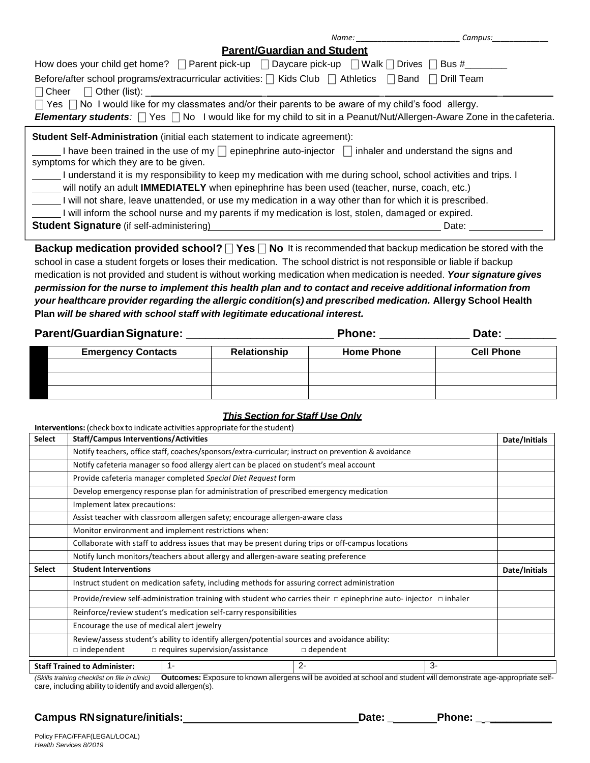*Name: ________________________ Campus:_____________*

## Parent/Guardian and Student

How does your child get home? ☐ Parent pick-up ☐ Daycare pick-up ☐ Walk ☐ Drives ☐ Bus #________

Before/after school programs/extracurricular activities: ☐ Kids Club ☐ Athletics ☐ Band ☐ Drill Team ☐ Cheer ☐ Other (list): ________________________________________________________________

☐ Yes ☐ No I would like for my classmates and/or their parents to be aware of my child's food allergy.

***Elementary students:*** ☐ Yes ☐ No I would like for my child to sit in a Peanut/Nut/Allergen-Aware Zone in the cafeteria.

**Student Self-Administration** (initial each statement to indicate agreement):

_____ I have been trained in the use of my ☐ epinephrine auto-injector ☐ inhaler and understand the signs and symptoms for which they are to be given.

_____ I understand it is my responsibility to keep my medication with me during school, school activities and trips. I

_____ will notify an adult **IMMEDIATELY** when epinephrine has been used (teacher, nurse, coach, etc.)

_____ I will not share, leave unattended, or use my medication in a way other than for which it is prescribed.

_____ I will inform the school nurse and my parents if my medication is lost, stolen, damaged or expired.

**Student Signature** (if self-administering)__________________________________________ Date: _____________

**Backup medication provided school? ☐ Yes ☐ No** It is recommended that backup medication be stored with the school in case a student forgets or loses their medication. The school district is not responsible or liable if backup medication is not provided and student is without working medication when medication is needed. ***Your signature gives permission for the nurse to implement this health plan and to contact and receive additional information from your healthcare provider regarding the allergic condition(s) and prescribed medication.* Allergy School Health Plan *will be shared with school staff with legitimate educational interest.***

**Parent/Guardian Signature: _______________________ Phone: ______________ Date: ________**

| Emergency Contacts | Relationship | Home Phone | Cell Phone |
|---|---|---|---|
| | | | |
| | | | |
| | | | |

### *This Section for Staff Use Only*

**Interventions:** (check box to indicate activities appropriate for the student)

| Select | Staff/Campus Interventions/Activities | Date/Initials |
|---|---|---|
| | Notify teachers, office staff, coaches/sponsors/extra-curricular; instruct on prevention & avoidance | |
| | Notify cafeteria manager so food allergy alert can be placed on student's meal account | |
| | Provide cafeteria manager completed *Special Diet Request* form | |
| | Develop emergency response plan for administration of prescribed emergency medication | |
| | Implement latex precautions: | |
| | Assist teacher with classroom allergen safety; encourage allergen-aware class | |
| | Monitor environment and implement restrictions when: | |
| | Collaborate with staff to address issues that may be present during trips or off-campus locations | |
| | Notify lunch monitors/teachers about allergy and allergen-aware seating preference | |
| **Select** | **Student Interventions** | **Date/Initials** |
| | Instruct student on medication safety, including methods for assuring correct administration | |
| | Provide/review self-administration training with student who carries their □ epinephrine auto- injector □ inhaler | |
| | Reinforce/review student's medication self-carry responsibilities | |
| | Encourage the use of medical alert jewelry | |
| | Review/assess student's ability to identify allergen/potential sources and avoidance ability: □ independent □ requires supervision/assistance □ dependent | |

| Staff Trained to Administer: | 1- | 2- | 3- |
|---|---|---|---|

*(Skills training checklist on file in clinic)* **Outcomes:** Exposure to known allergens will be avoided at school and student will demonstrate age-appropriate self-care, including ability to identify and avoid allergen(s).

**Campus RN signature/initials:______________________________ Date: ________ Phone: ___________**

Policy FFAC/FFAF(LEGAL/LOCAL)
*Health Services 8/2019*